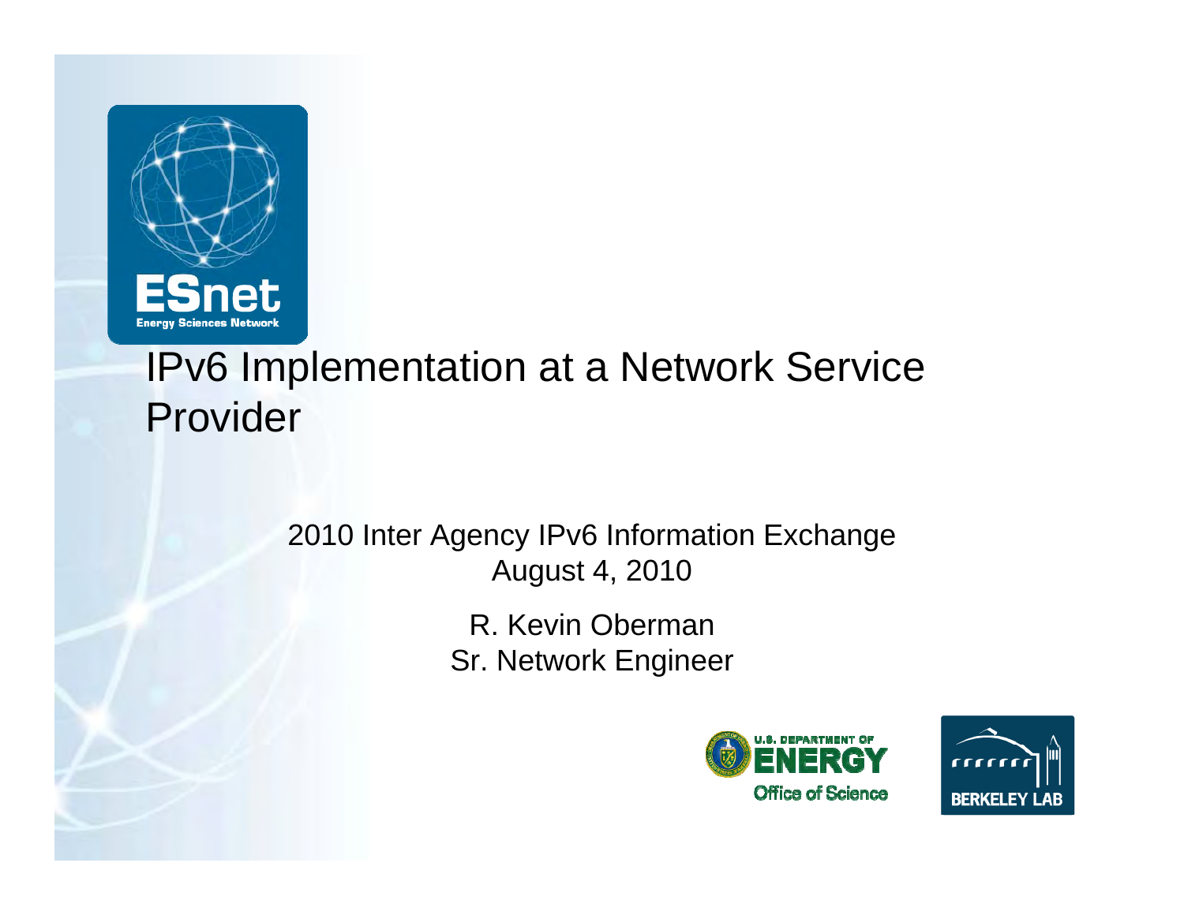# IPv6 Implementation at a Network Service Provider

2010 Inter Agency IPv6 Information Exchange
August 4, 2010

R. Kevin Oberman
Sr. Network Engineer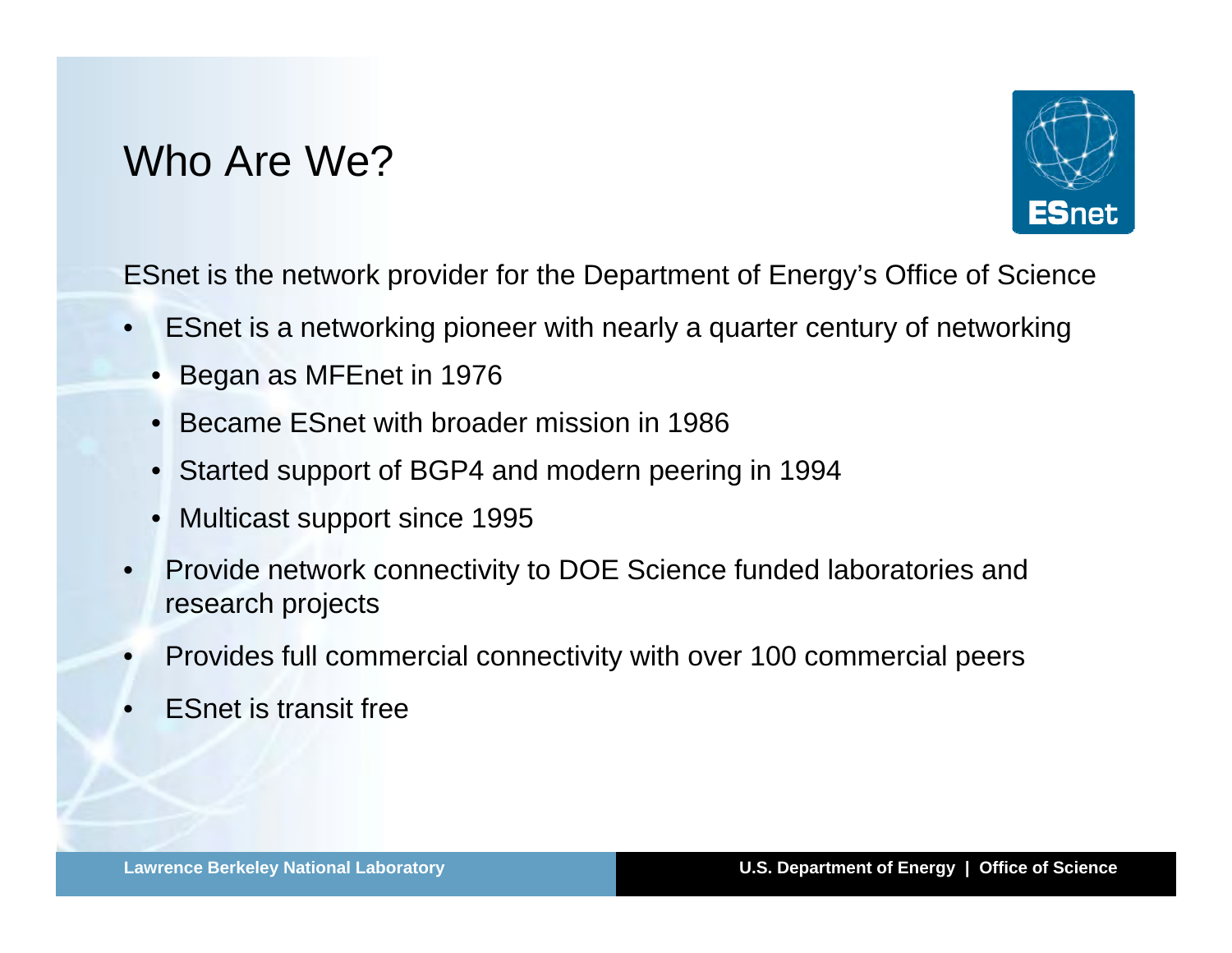# Who Are We?

ESnet is the network provider for the Department of Energy's Office of Science

- ESnet is a networking pioneer with nearly a quarter century of networking
  - Began as MFEnet in 1976
  - Became ESnet with broader mission in 1986
  - Started support of BGP4 and modern peering in 1994
  - Multicast support since 1995
- Provide network connectivity to DOE Science funded laboratories and research projects
- Provides full commercial connectivity with over 100 commercial peers
- ESnet is transit free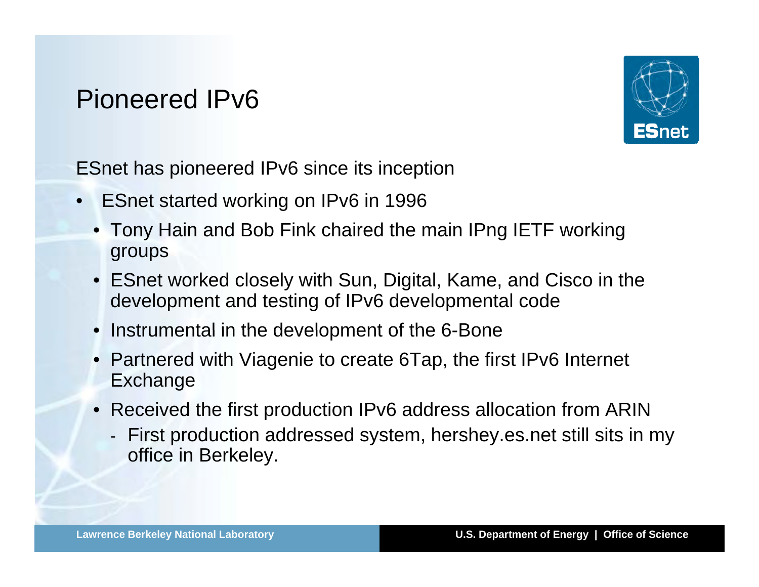# Pioneered IPv6

ESnet has pioneered IPv6 since its inception

- ESnet started working on IPv6 in 1996
  - Tony Hain and Bob Fink chaired the main IPng IETF working groups
  - ESnet worked closely with Sun, Digital, Kame, and Cisco in the development and testing of IPv6 developmental code
  - Instrumental in the development of the 6-Bone
  - Partnered with Viagenie to create 6Tap, the first IPv6 Internet Exchange
  - Received the first production IPv6 address allocation from ARIN
    - First production addressed system, hershey.es.net still sits in my office in Berkeley.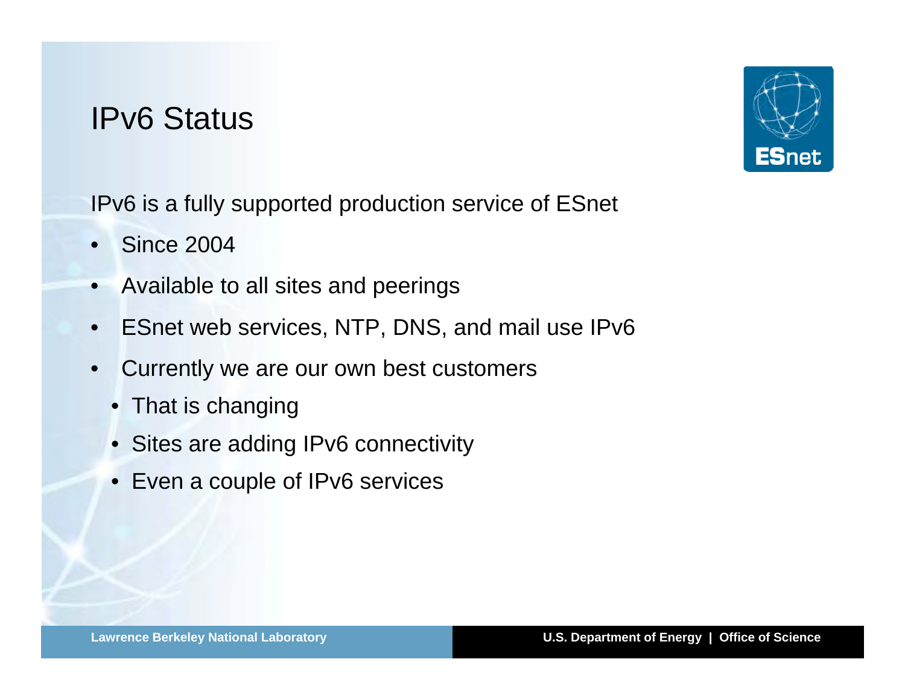# IPv6 Status

IPv6 is a fully supported production service of ESnet

- Since 2004
- Available to all sites and peerings
- ESnet web services, NTP, DNS, and mail use IPv6
- Currently we are our own best customers
  - That is changing
  - Sites are adding IPv6 connectivity
  - Even a couple of IPv6 services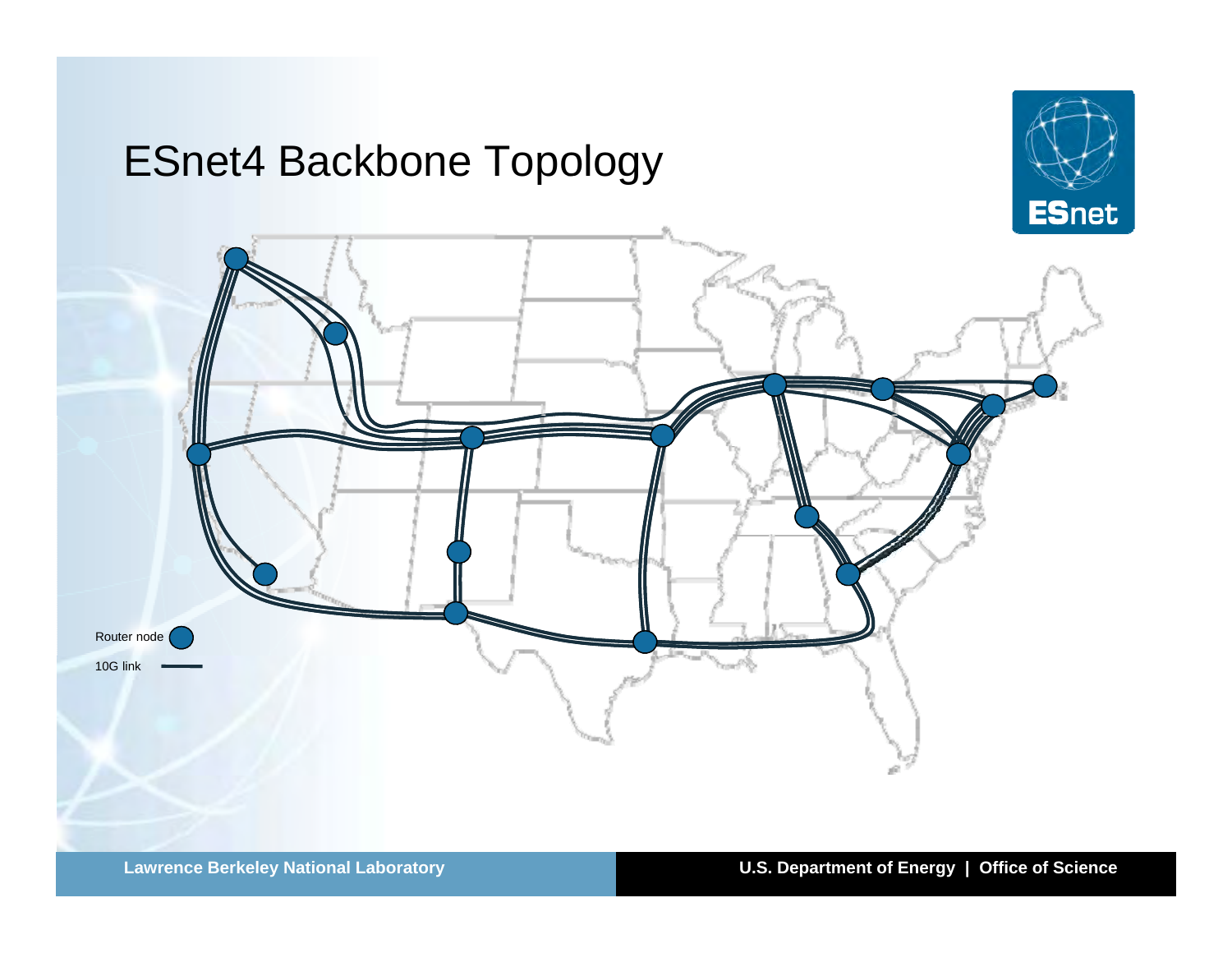# ESnet4 Backbone Topology

Router node

10G link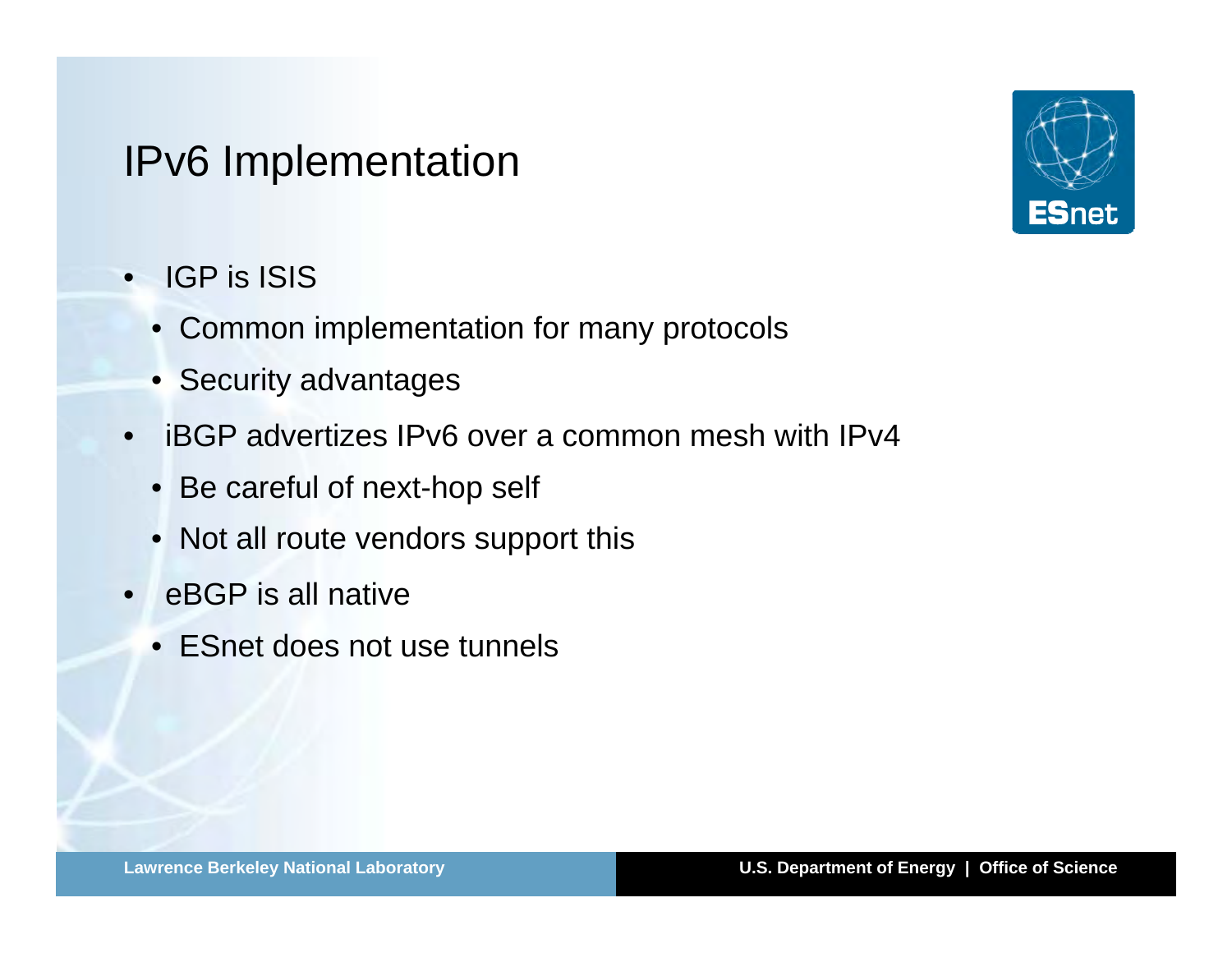# IPv6 Implementation

- IGP is ISIS
  - Common implementation for many protocols
  - Security advantages
- iBGP advertizes IPv6 over a common mesh with IPv4
  - Be careful of next-hop self
  - Not all route vendors support this
- eBGP is all native
  - ESnet does not use tunnels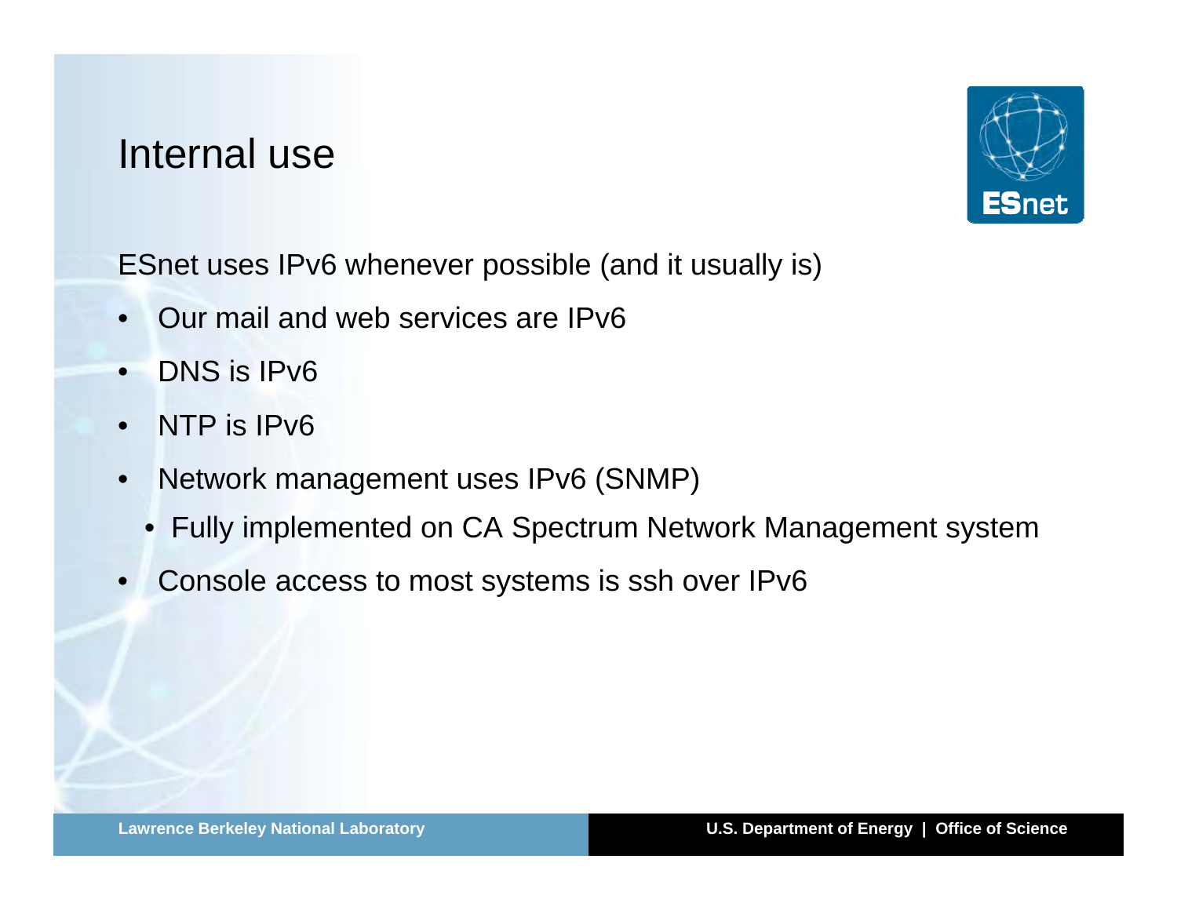# Internal use

ESnet uses IPv6 whenever possible (and it usually is)

- Our mail and web services are IPv6
- DNS is IPv6
- NTP is IPv6
- Network management uses IPv6 (SNMP)
  - Fully implemented on CA Spectrum Network Management system
- Console access to most systems is ssh over IPv6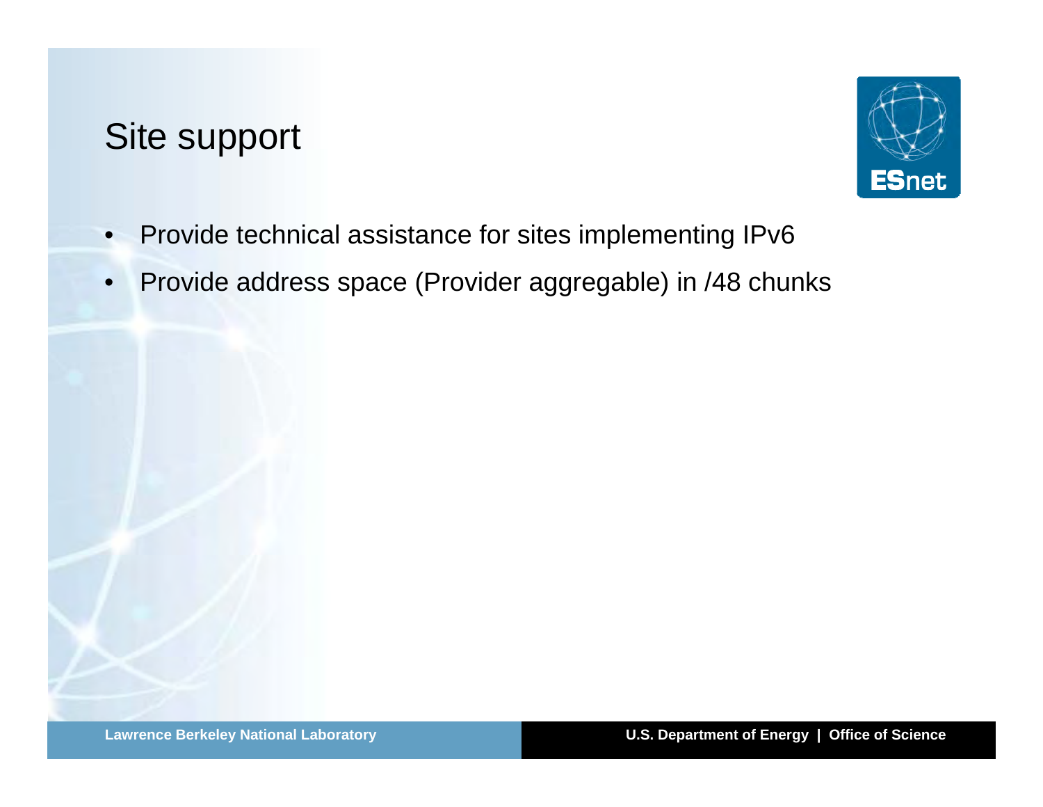# Site support

- Provide technical assistance for sites implementing IPv6
- Provide address space (Provider aggregable) in /48 chunks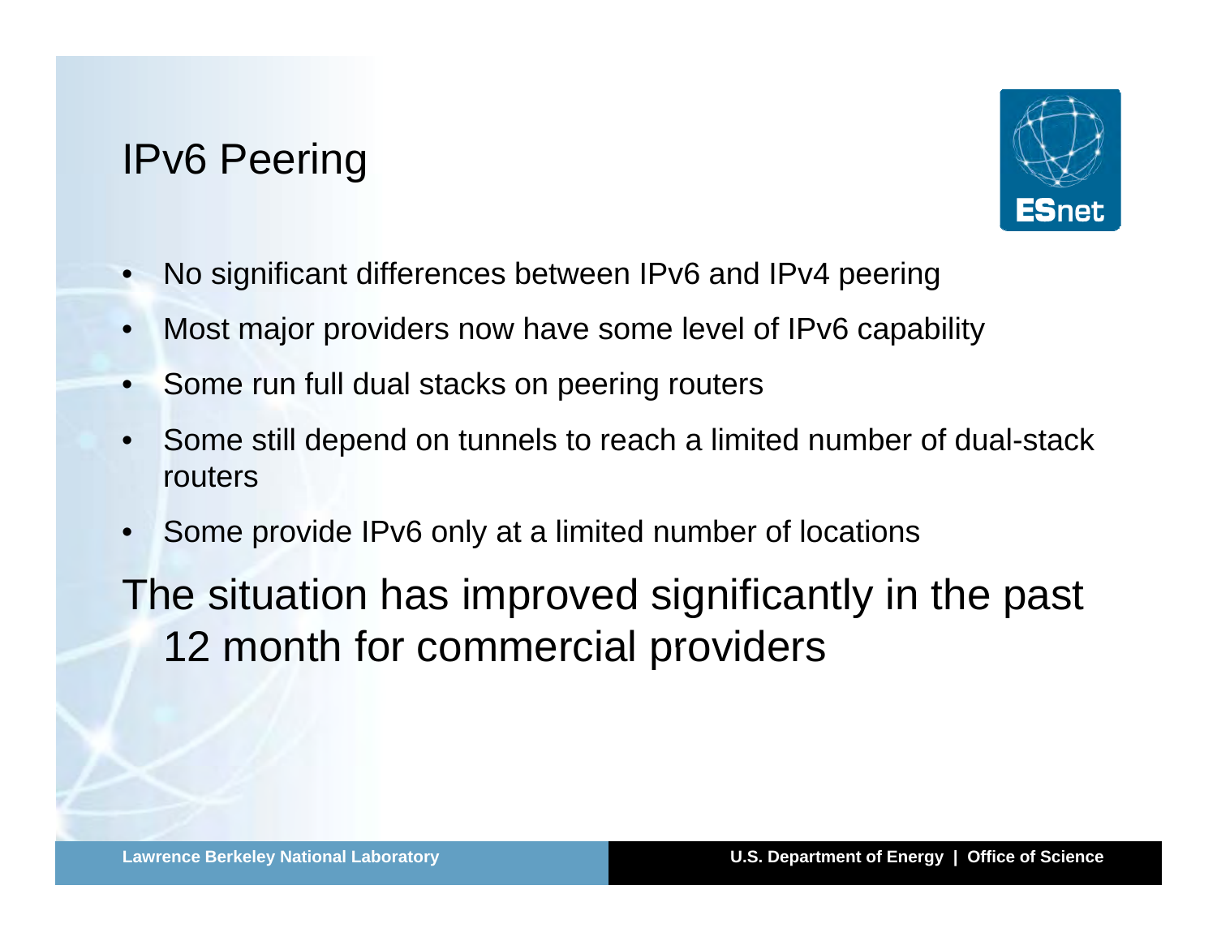# IPv6 Peering

- No significant differences between IPv6 and IPv4 peering
- Most major providers now have some level of IPv6 capability
- Some run full dual stacks on peering routers
- Some still depend on tunnels to reach a limited number of dual-stack routers
- Some provide IPv6 only at a limited number of locations

The situation has improved significantly in the past 12 month for commercial providers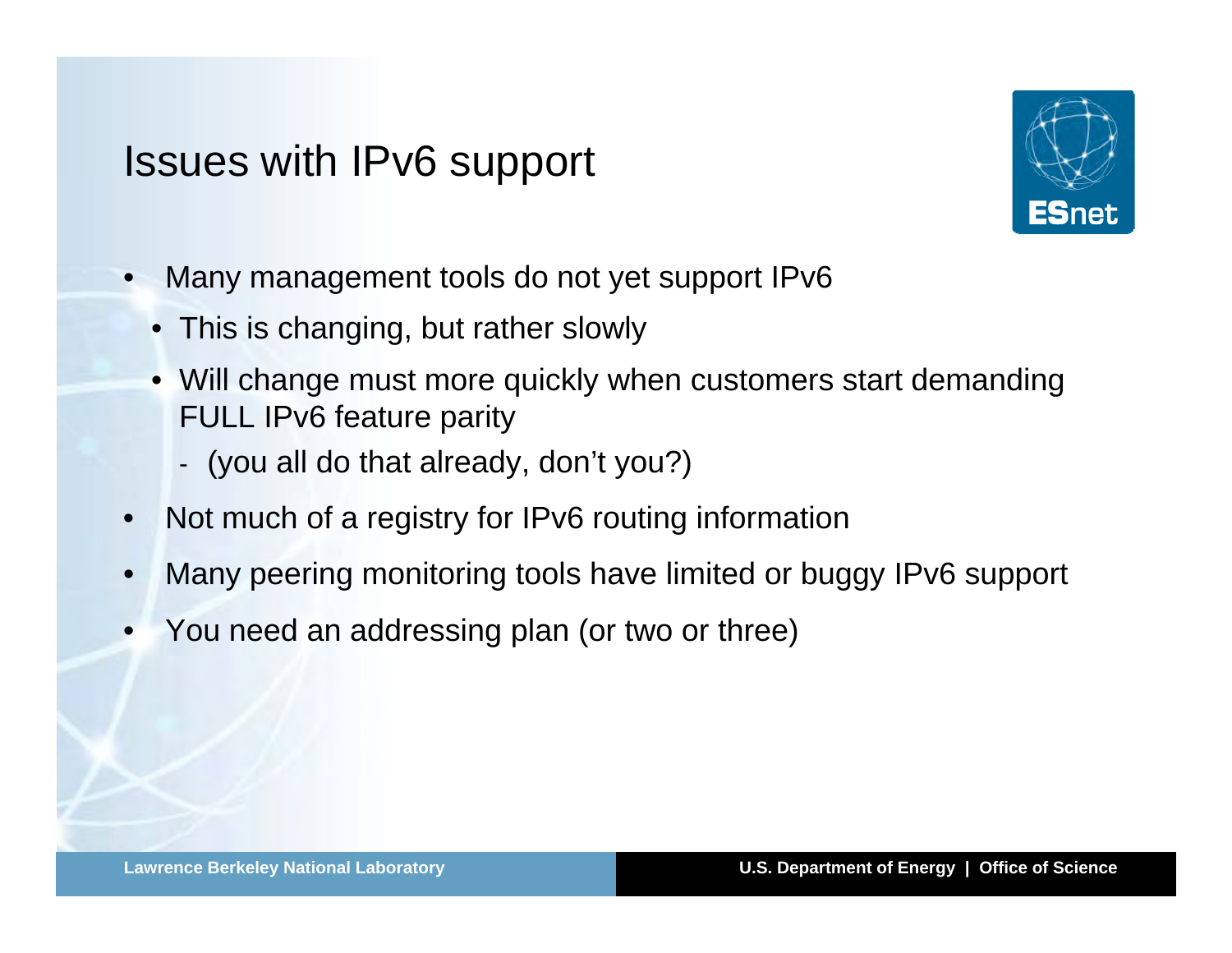# Issues with IPv6 support

- Many management tools do not yet support IPv6
  - This is changing, but rather slowly
  - Will change must more quickly when customers start demanding FULL IPv6 feature parity
    - (you all do that already, don't you?)
- Not much of a registry for IPv6 routing information
- Many peering monitoring tools have limited or buggy IPv6 support
- You need an addressing plan (or two or three)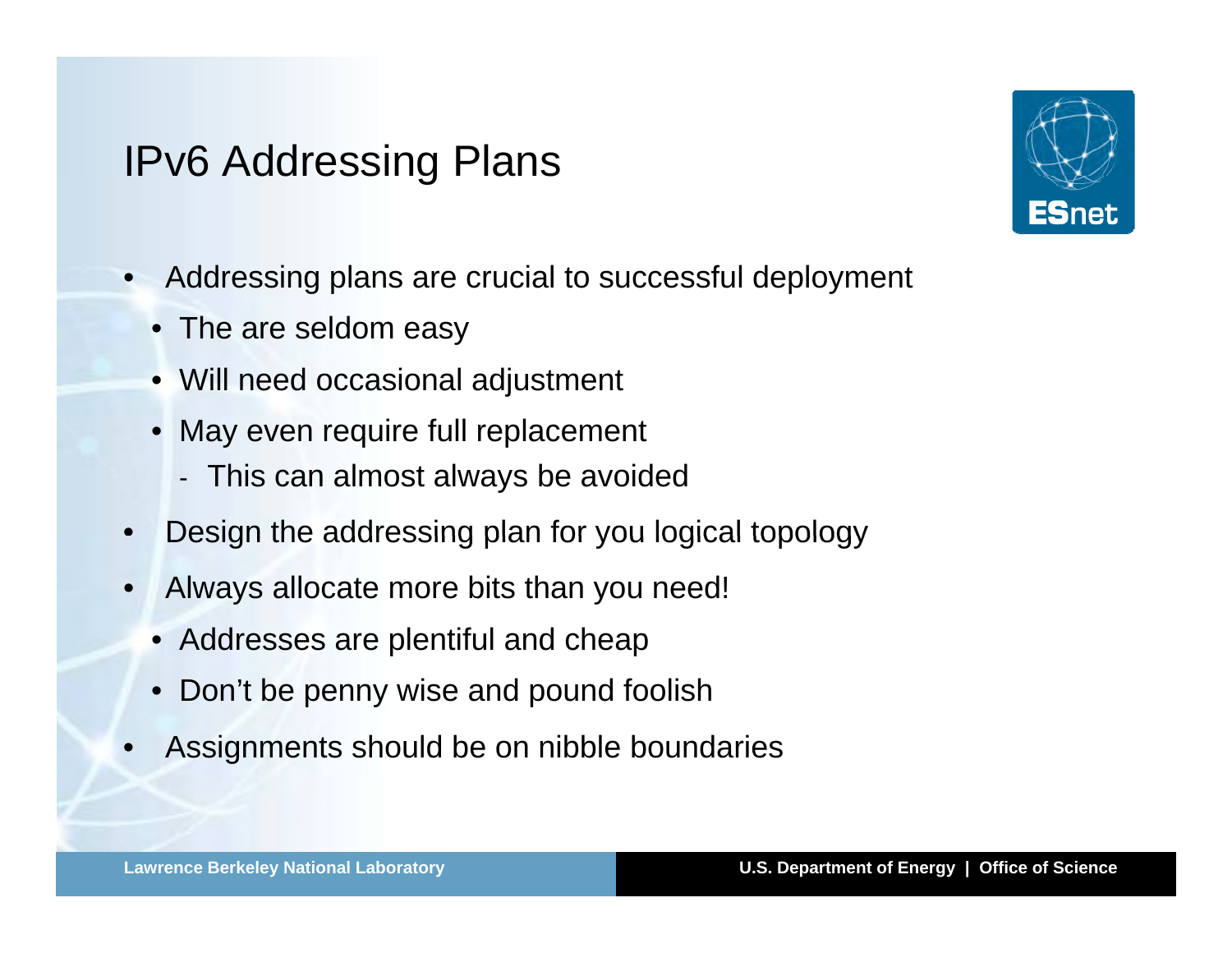# IPv6 Addressing Plans

- Addressing plans are crucial to successful deployment
  - The are seldom easy
  - Will need occasional adjustment
  - May even require full replacement
    - This can almost always be avoided
- Design the addressing plan for you logical topology
- Always allocate more bits than you need!
  - Addresses are plentiful and cheap
  - Don’t be penny wise and pound foolish
- Assignments should be on nibble boundaries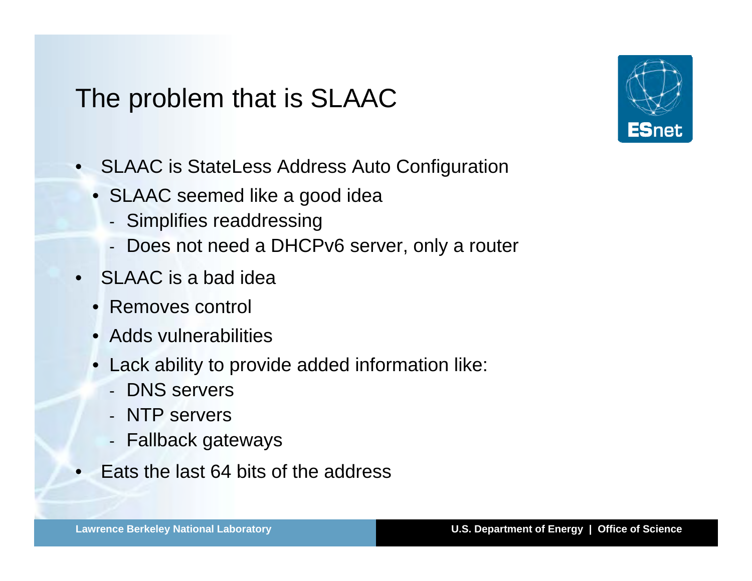# The problem that is SLAAC

- SLAAC is StateLess Address Auto Configuration
  - SLAAC seemed like a good idea
    - Simplifies readdressing
    - Does not need a DHCPv6 server, only a router
- SLAAC is a bad idea
  - Removes control
  - Adds vulnerabilities
  - Lack ability to provide added information like:
    - DNS servers
    - NTP servers
    - Fallback gateways
- Eats the last 64 bits of the address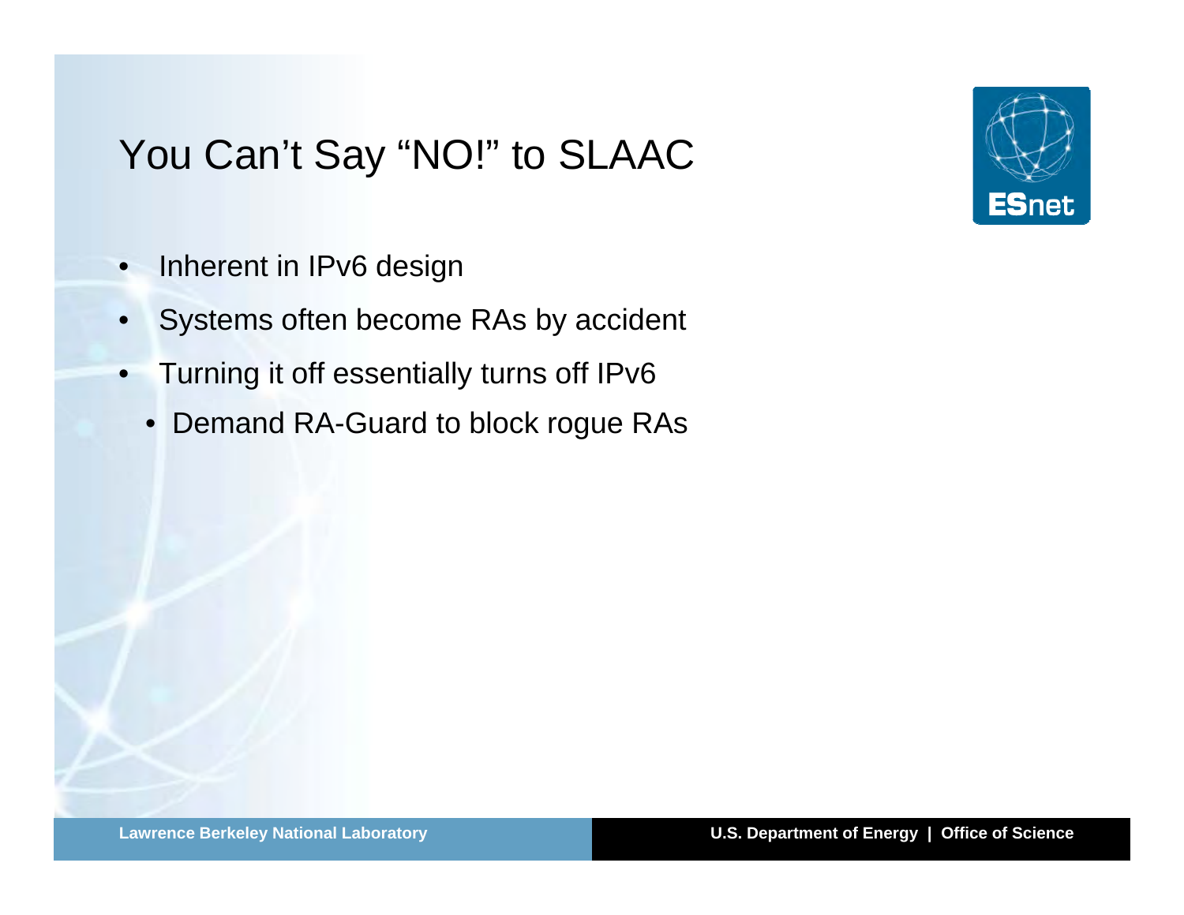# You Can’t Say “NO!” to SLAAC

- Inherent in IPv6 design
- Systems often become RAs by accident
- Turning it off essentially turns off IPv6
  - Demand RA-Guard to block rogue RAs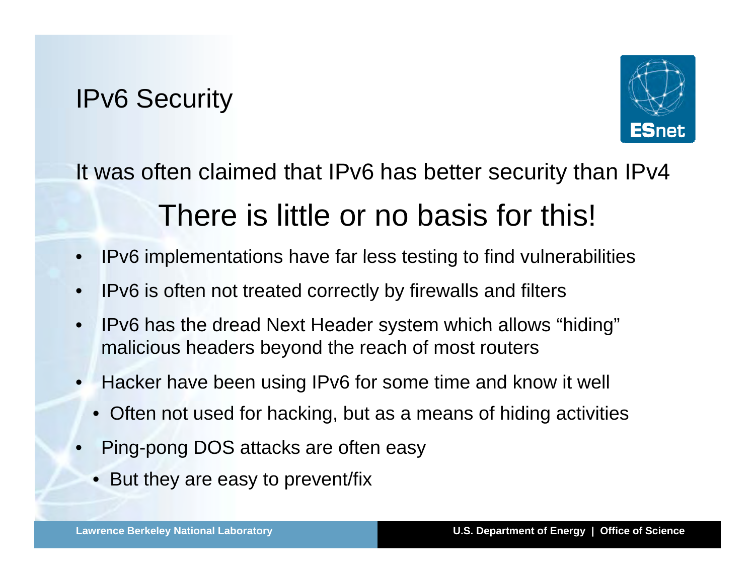# IPv6 Security

It was often claimed that IPv6 has better security than IPv4

## There is little or no basis for this!

- IPv6 implementations have far less testing to find vulnerabilities
- IPv6 is often not treated correctly by firewalls and filters
- IPv6 has the dread Next Header system which allows "hiding" malicious headers beyond the reach of most routers
- Hacker have been using IPv6 for some time and know it well
  - Often not used for hacking, but as a means of hiding activities
- Ping-pong DOS attacks are often easy
  - But they are easy to prevent/fix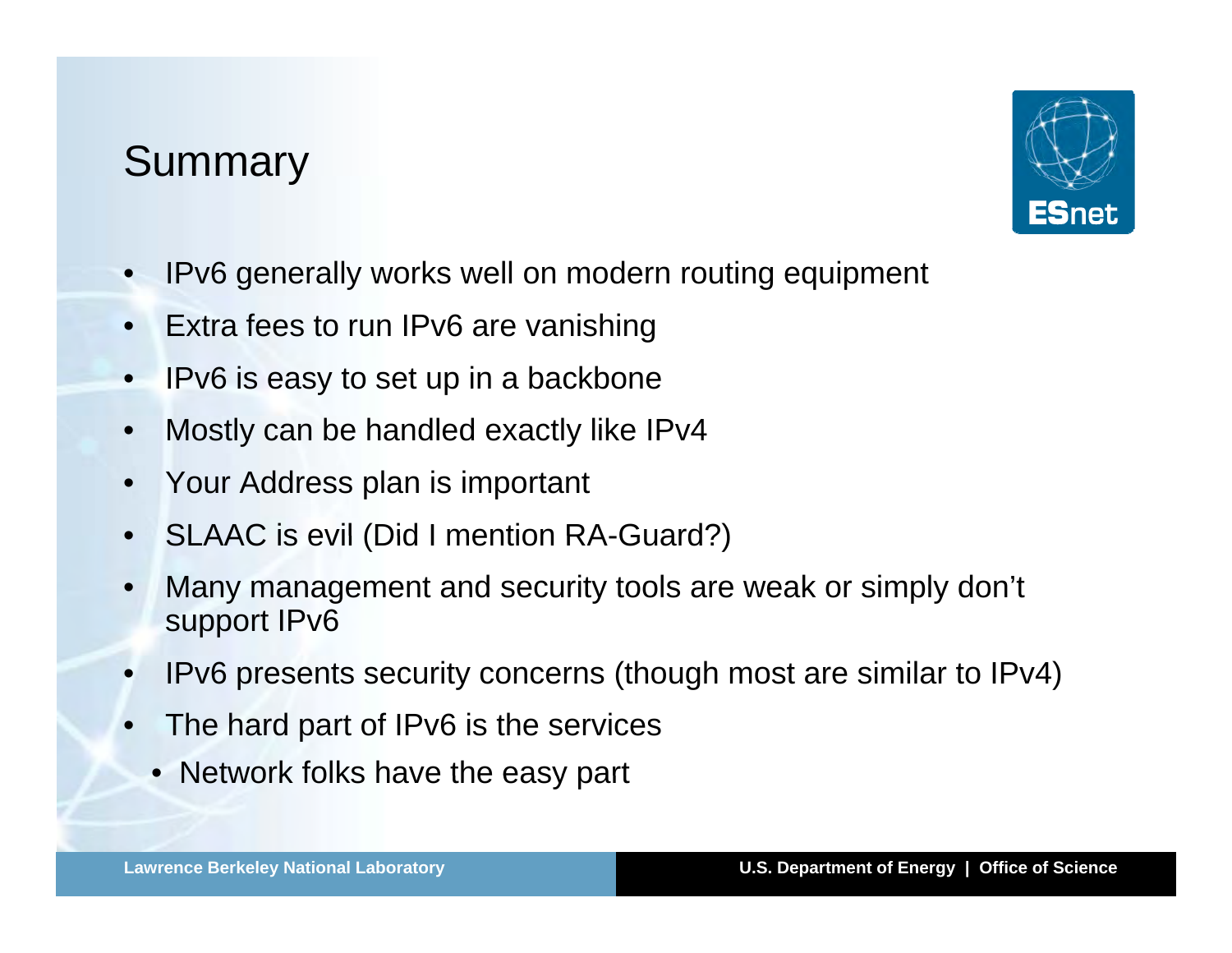# Summary

- IPv6 generally works well on modern routing equipment
- Extra fees to run IPv6 are vanishing
- IPv6 is easy to set up in a backbone
- Mostly can be handled exactly like IPv4
- Your Address plan is important
- SLAAC is evil (Did I mention RA-Guard?)
- Many management and security tools are weak or simply don't support IPv6
- IPv6 presents security concerns (though most are similar to IPv4)
- The hard part of IPv6 is the services
  - Network folks have the easy part